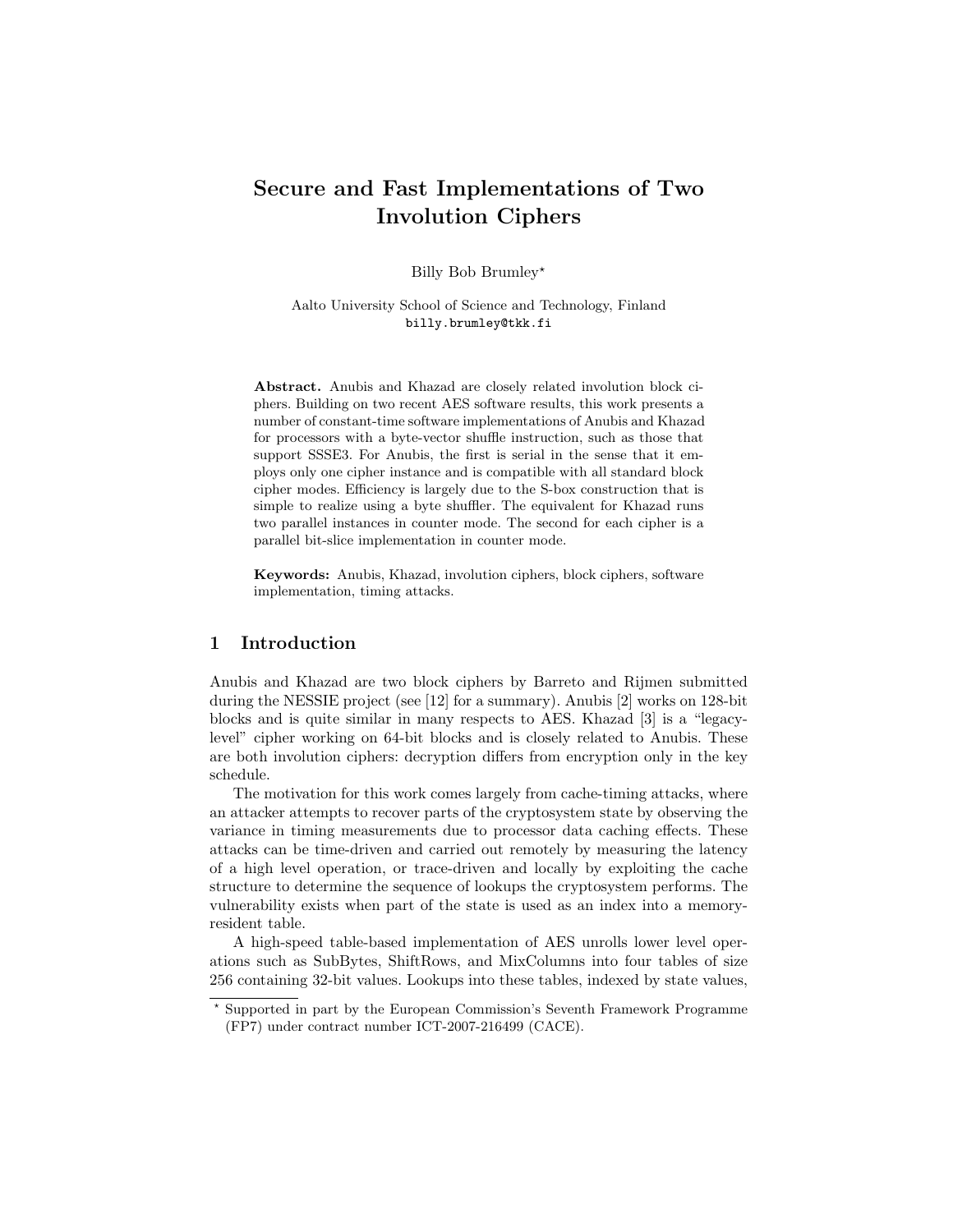# Secure and Fast Implementations of Two Involution Ciphers

Billy Bob Brumley*

Aalto University School of Science and Technology, Finland
billy.brumley@tkk.fi

**Abstract.** Anubis and Khazad are closely related involution block ciphers. Building on two recent AES software results, this work presents a number of constant-time software implementations of Anubis and Khazad for processors with a byte-vector shuffle instruction, such as those that support SSSE3. For Anubis, the first is serial in the sense that it employs only one cipher instance and is compatible with all standard block cipher modes. Efficiency is largely due to the S-box construction that is simple to realize using a byte shuffler. The equivalent for Khazad runs two parallel instances in counter mode. The second for each cipher is a parallel bit-slice implementation in counter mode.

**Keywords:** Anubis, Khazad, involution ciphers, block ciphers, software implementation, timing attacks.

## 1 Introduction

Anubis and Khazad are two block ciphers by Barreto and Rijmen submitted during the NESSIE project (see [12] for a summary). Anubis [2] works on 128-bit blocks and is quite similar in many respects to AES. Khazad [3] is a "legacy-level" cipher working on 64-bit blocks and is closely related to Anubis. These are both involution ciphers: decryption differs from encryption only in the key schedule.

The motivation for this work comes largely from cache-timing attacks, where an attacker attempts to recover parts of the cryptosystem state by observing the variance in timing measurements due to processor data caching effects. These attacks can be time-driven and carried out remotely by measuring the latency of a high level operation, or trace-driven and locally by exploiting the cache structure to determine the sequence of lookups the cryptosystem performs. The vulnerability exists when part of the state is used as an index into a memory-resident table.

A high-speed table-based implementation of AES unrolls lower level operations such as SubBytes, ShiftRows, and MixColumns into four tables of size 256 containing 32-bit values. Lookups into these tables, indexed by state values,

---

* Supported in part by the European Commission's Seventh Framework Programme (FP7) under contract number ICT-2007-216499 (CACE).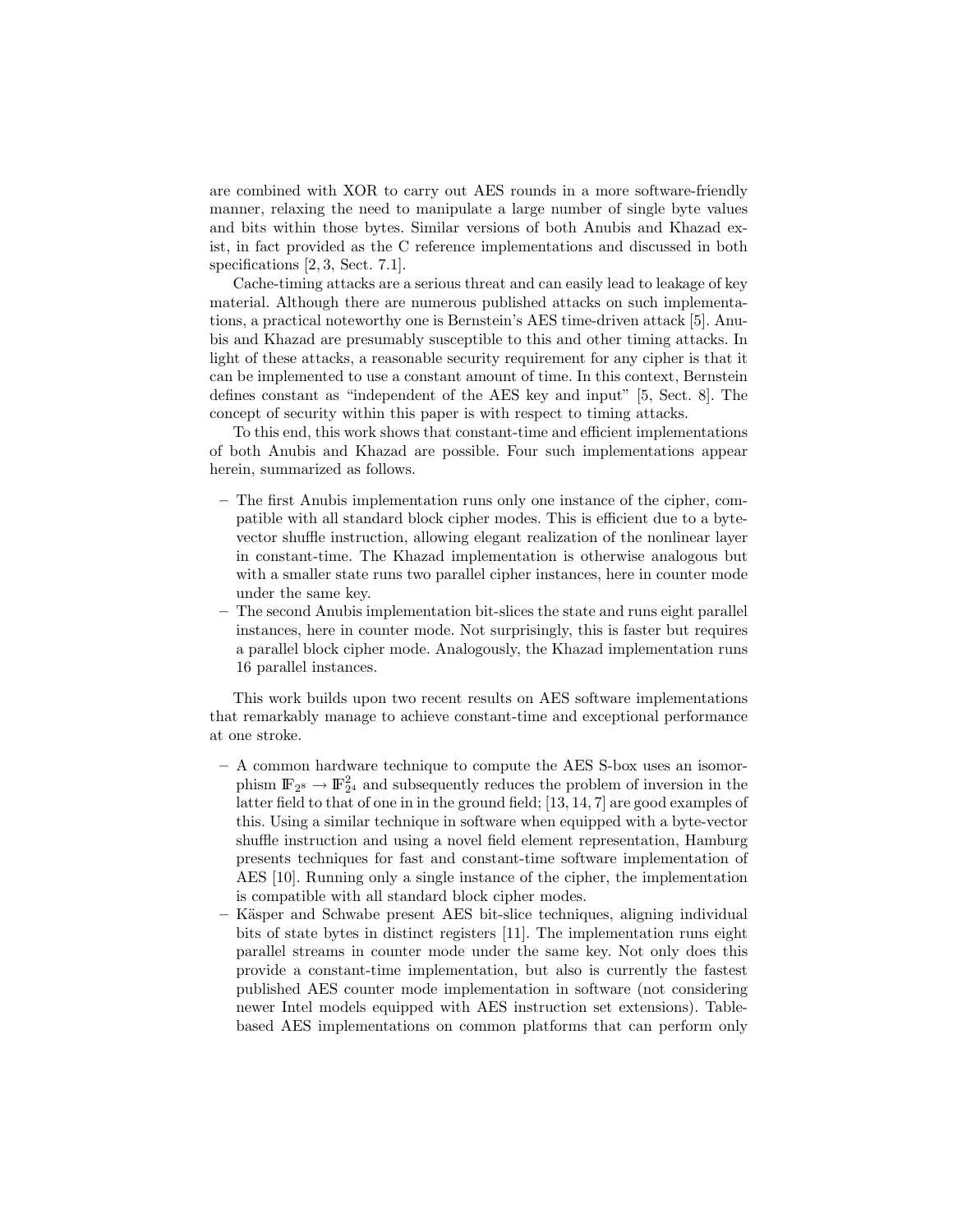are combined with XOR to carry out AES rounds in a more software-friendly manner, relaxing the need to manipulate a large number of single byte values and bits within those bytes. Similar versions of both Anubis and Khazad exist, in fact provided as the C reference implementations and discussed in both specifications [2, 3, Sect. 7.1].

Cache-timing attacks are a serious threat and can easily lead to leakage of key material. Although there are numerous published attacks on such implementations, a practical noteworthy one is Bernstein's AES time-driven attack [5]. Anubis and Khazad are presumably susceptible to this and other timing attacks. In light of these attacks, a reasonable security requirement for any cipher is that it can be implemented to use a constant amount of time. In this context, Bernstein defines constant as "independent of the AES key and input" [5, Sect. 8]. The concept of security within this paper is with respect to timing attacks.

To this end, this work shows that constant-time and efficient implementations of both Anubis and Khazad are possible. Four such implementations appear herein, summarized as follows.

- The first Anubis implementation runs only one instance of the cipher, compatible with all standard block cipher modes. This is efficient due to a byte-vector shuffle instruction, allowing elegant realization of the nonlinear layer in constant-time. The Khazad implementation is otherwise analogous but with a smaller state runs two parallel cipher instances, here in counter mode under the same key.
- The second Anubis implementation bit-slices the state and runs eight parallel instances, here in counter mode. Not surprisingly, this is faster but requires a parallel block cipher mode. Analogously, the Khazad implementation runs 16 parallel instances.

This work builds upon two recent results on AES software implementations that remarkably manage to achieve constant-time and exceptional performance at one stroke.

- A common hardware technique to compute the AES S-box uses an isomorphism $\mathbb{F}_{2^8} \rightarrow \mathbb{F}_{2^4}^2$ and subsequently reduces the problem of inversion in the latter field to that of one in in the ground field; [13, 14, 7] are good examples of this. Using a similar technique in software when equipped with a byte-vector shuffle instruction and using a novel field element representation, Hamburg presents techniques for fast and constant-time software implementation of AES [10]. Running only a single instance of the cipher, the implementation is compatible with all standard block cipher modes.
- Käsper and Schwabe present AES bit-slice techniques, aligning individual bits of state bytes in distinct registers [11]. The implementation runs eight parallel streams in counter mode under the same key. Not only does this provide a constant-time implementation, but also is currently the fastest published AES counter mode implementation in software (not considering newer Intel models equipped with AES instruction set extensions). Table-based AES implementations on common platforms that can perform only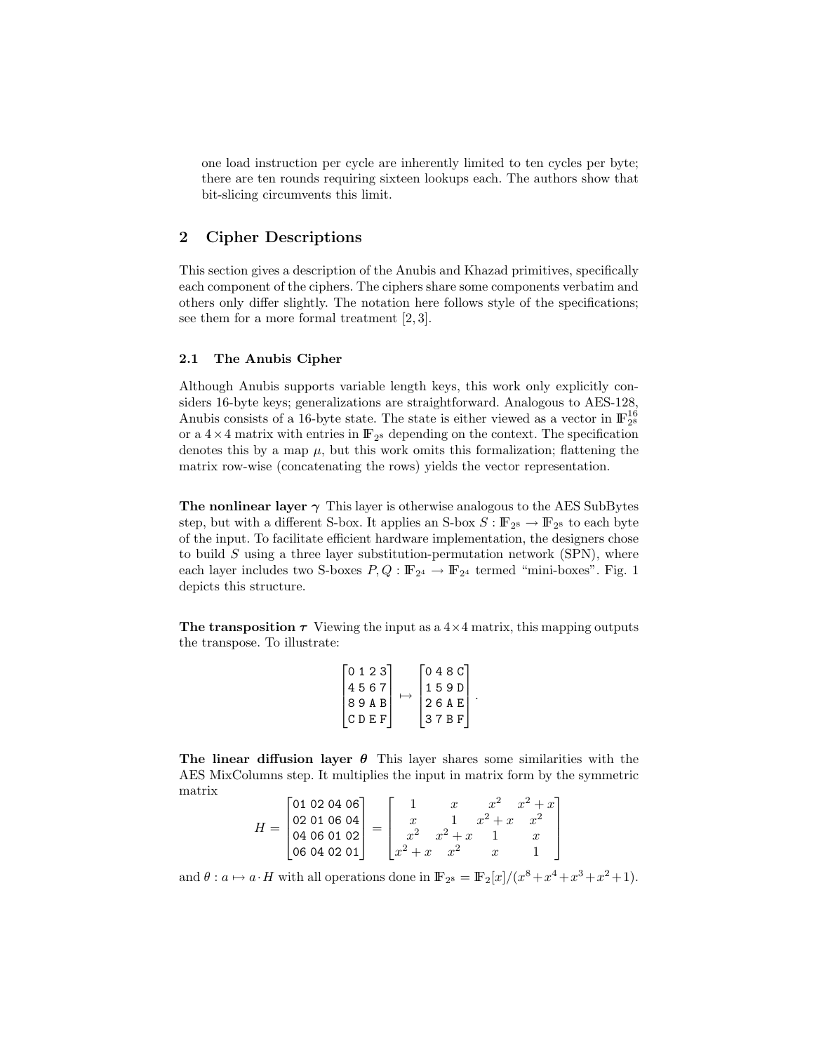one load instruction per cycle are inherently limited to ten cycles per byte; there are ten rounds requiring sixteen lookups each. The authors show that bit-slicing circumvents this limit.

## 2 Cipher Descriptions

This section gives a description of the Anubis and Khazad primitives, specifically each component of the ciphers. The ciphers share some components verbatim and others only differ slightly. The notation here follows style of the specifications; see them for a more formal treatment [2, 3].

### 2.1 The Anubis Cipher

Although Anubis supports variable length keys, this work only explicitly considers 16-byte keys; generalizations are straightforward. Analogous to AES-128, Anubis consists of a 16-byte state. The state is either viewed as a vector in $\mathbb{F}_{2^8}^{16}$ or a $4 \times 4$ matrix with entries in $\mathbb{F}_{2^8}$ depending on the context. The specification denotes this by a map $\mu$, but this work omits this formalization; flattening the matrix row-wise (concatenating the rows) yields the vector representation.

**The nonlinear layer $\boldsymbol{\gamma}$** This layer is otherwise analogous to the AES SubBytes step, but with a different S-box. It applies an S-box $S : \mathbb{F}_{2^8} \to \mathbb{F}_{2^8}$ to each byte of the input. To facilitate efficient hardware implementation, the designers chose to build $S$ using a three layer substitution-permutation network (SPN), where each layer includes two S-boxes $P, Q : \mathbb{F}_{2^4} \to \mathbb{F}_{2^4}$ termed "mini-boxes". Fig. 1 depicts this structure.

**The transposition $\boldsymbol{\tau}$** Viewing the input as a $4 \times 4$ matrix, this mapping outputs the transpose. To illustrate:

$$\begin{bmatrix} \texttt{0}\ \texttt{1}\ \texttt{2}\ \texttt{3} \\ \texttt{4}\ \texttt{5}\ \texttt{6}\ \texttt{7} \\ \texttt{8}\ \texttt{9}\ \texttt{A}\ \texttt{B} \\ \texttt{C}\ \texttt{D}\ \texttt{E}\ \texttt{F} \end{bmatrix} \mapsto \begin{bmatrix} \texttt{0}\ \texttt{4}\ \texttt{8}\ \texttt{C} \\ \texttt{1}\ \texttt{5}\ \texttt{9}\ \texttt{D} \\ \texttt{2}\ \texttt{6}\ \texttt{A}\ \texttt{E} \\ \texttt{3}\ \texttt{7}\ \texttt{B}\ \texttt{F} \end{bmatrix}.$$

**The linear diffusion layer $\boldsymbol{\theta}$** This layer shares some similarities with the AES MixColumns step. It multiplies the input in matrix form by the symmetric matrix

$$H = \begin{bmatrix} \texttt{01 02 04 06} \\ \texttt{02 01 06 04} \\ \texttt{04 06 01 02} \\ \texttt{06 04 02 01} \end{bmatrix} = \begin{bmatrix} 1 & x & x^2 & x^2+x \\ x & 1 & x^2+x & x^2 \\ x^2 & x^2+x & 1 & x \\ x^2+x & x^2 & x & 1 \end{bmatrix}$$

and $\theta : a \mapsto a \cdot H$ with all operations done in $\mathbb{F}_{2^8} = \mathbb{F}_2[x]/(x^8+x^4+x^3+x^2+1)$.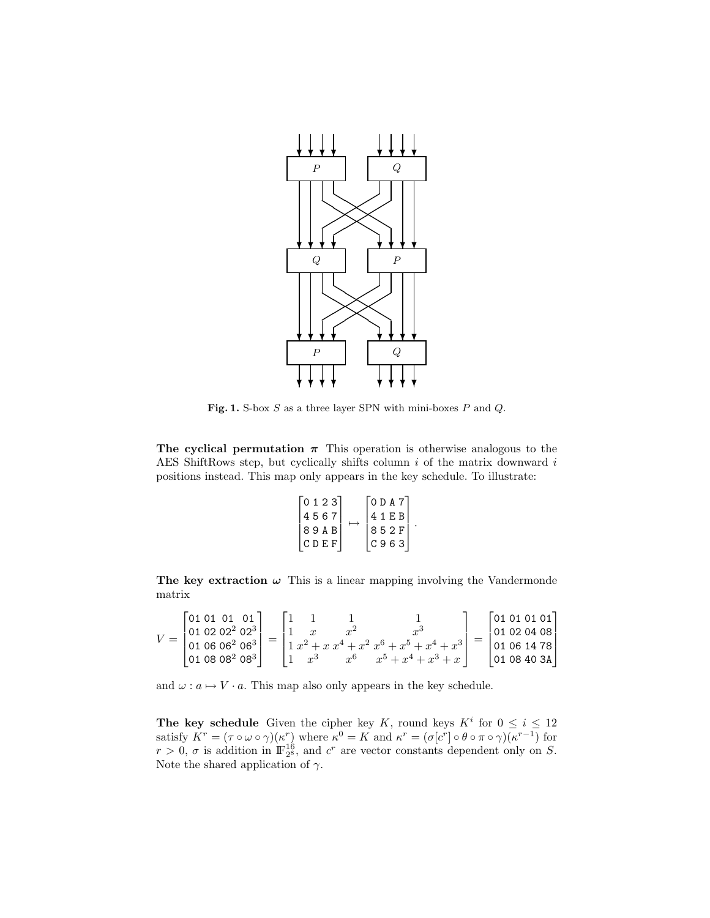Fig. 1. S-box $S$ as a three layer SPN with mini-boxes $P$ and $Q$.

**The cyclical permutation $\pi$** This operation is otherwise analogous to the AES ShiftRows step, but cyclically shifts column $i$ of the matrix downward $i$ positions instead. This map only appears in the key schedule. To illustrate:

$$\begin{bmatrix} \texttt{0} & \texttt{1} & \texttt{2} & \texttt{3} \\ \texttt{4} & \texttt{5} & \texttt{6} & \texttt{7} \\ \texttt{8} & \texttt{9} & \texttt{A} & \texttt{B} \\ \texttt{C} & \texttt{D} & \texttt{E} & \texttt{F} \end{bmatrix} \mapsto \begin{bmatrix} \texttt{0} & \texttt{D} & \texttt{A} & \texttt{7} \\ \texttt{4} & \texttt{1} & \texttt{E} & \texttt{B} \\ \texttt{8} & \texttt{5} & \texttt{2} & \texttt{F} \\ \texttt{C} & \texttt{9} & \texttt{6} & \texttt{3} \end{bmatrix}.$$

**The key extraction $\omega$** This is a linear mapping involving the Vandermonde matrix

$$V = \begin{bmatrix} \texttt{01} & \texttt{01} & \texttt{01} & \texttt{01} \\ \texttt{01} & \texttt{02} & \texttt{02}^2 & \texttt{02}^3 \\ \texttt{01} & \texttt{06} & \texttt{06}^2 & \texttt{06}^3 \\ \texttt{01} & \texttt{08} & \texttt{08}^2 & \texttt{08}^3 \end{bmatrix} = \begin{bmatrix} 1 & 1 & 1 & 1 \\ 1 & x & x^2 & x^3 \\ 1 & x^2+x & x^4+x^2 & x^6+x^5+x^4+x^3 \\ 1 & x^3 & x^6 & x^5+x^4+x^3+x \end{bmatrix} = \begin{bmatrix} \texttt{01} & \texttt{01} & \texttt{01} & \texttt{01} \\ \texttt{01} & \texttt{02} & \texttt{04} & \texttt{08} \\ \texttt{01} & \texttt{06} & \texttt{14} & \texttt{78} \\ \texttt{01} & \texttt{08} & \texttt{40} & \texttt{3A} \end{bmatrix}$$

and $\omega : a \mapsto V \cdot a$. This map also only appears in the key schedule.

**The key schedule** Given the cipher key $K$, round keys $K^i$ for $0 \le i \le 12$ satisfy $K^r = (\tau \circ \omega \circ \gamma)(\kappa^r)$ where $\kappa^0 = K$ and $\kappa^r = (\sigma[c^r] \circ \theta \circ \pi \circ \gamma)(\kappa^{r-1})$ for $r > 0$, $\sigma$ is addition in $\mathbb{F}_{2^8}^{16}$, and $c^r$ are vector constants dependent only on $S$. Note the shared application of $\gamma$.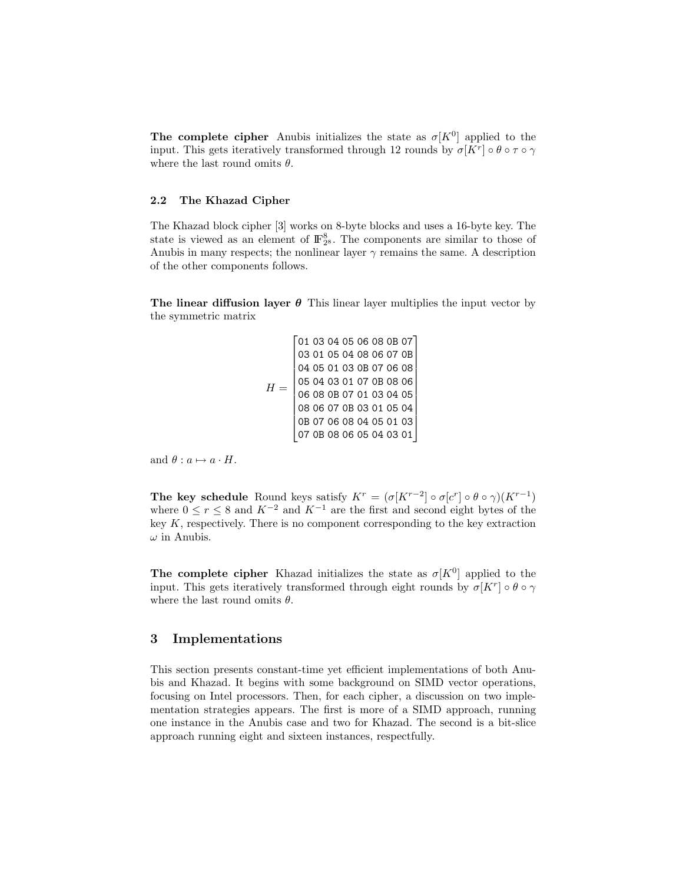**The complete cipher** Anubis initializes the state as $\sigma[K^0]$ applied to the input. This gets iteratively transformed through 12 rounds by $\sigma[K^r] \circ \theta \circ \tau \circ \gamma$ where the last round omits $\theta$.

### 2.2 The Khazad Cipher

The Khazad block cipher [3] works on 8-byte blocks and uses a 16-byte key. The state is viewed as an element of $\mathbb{F}_{2^8}^8$. The components are similar to those of Anubis in many respects; the nonlinear layer $\gamma$ remains the same. A description of the other components follows.

**The linear diffusion layer $\boldsymbol{\theta}$** This linear layer multiplies the input vector by the symmetric matrix

$$H = \begin{bmatrix} \texttt{01} & \texttt{03} & \texttt{04} & \texttt{05} & \texttt{06} & \texttt{08} & \texttt{0B} & \texttt{07} \\ \texttt{03} & \texttt{01} & \texttt{05} & \texttt{04} & \texttt{08} & \texttt{06} & \texttt{07} & \texttt{0B} \\ \texttt{04} & \texttt{05} & \texttt{01} & \texttt{03} & \texttt{0B} & \texttt{07} & \texttt{06} & \texttt{08} \\ \texttt{05} & \texttt{04} & \texttt{03} & \texttt{01} & \texttt{07} & \texttt{0B} & \texttt{08} & \texttt{06} \\ \texttt{06} & \texttt{08} & \texttt{0B} & \texttt{07} & \texttt{01} & \texttt{03} & \texttt{04} & \texttt{05} \\ \texttt{08} & \texttt{06} & \texttt{07} & \texttt{0B} & \texttt{03} & \texttt{01} & \texttt{05} & \texttt{04} \\ \texttt{0B} & \texttt{07} & \texttt{06} & \texttt{08} & \texttt{04} & \texttt{05} & \texttt{01} & \texttt{03} \\ \texttt{07} & \texttt{0B} & \texttt{08} & \texttt{06} & \texttt{05} & \texttt{04} & \texttt{03} & \texttt{01} \end{bmatrix}$$

and $\theta : a \mapsto a \cdot H$.

**The key schedule** Round keys satisfy $K^r = (\sigma[K^{r-2}] \circ \sigma[c^r] \circ \theta \circ \gamma)(K^{r-1})$ where $0 \leq r \leq 8$ and $K^{-2}$ and $K^{-1}$ are the first and second eight bytes of the key $K$, respectively. There is no component corresponding to the key extraction $\omega$ in Anubis.

**The complete cipher** Khazad initializes the state as $\sigma[K^0]$ applied to the input. This gets iteratively transformed through eight rounds by $\sigma[K^r] \circ \theta \circ \gamma$ where the last round omits $\theta$.

## 3 Implementations

This section presents constant-time yet efficient implementations of both Anubis and Khazad. It begins with some background on SIMD vector operations, focusing on Intel processors. Then, for each cipher, a discussion on two implementation strategies appears. The first is more of a SIMD approach, running one instance in the Anubis case and two for Khazad. The second is a bit-slice approach running eight and sixteen instances, respectfully.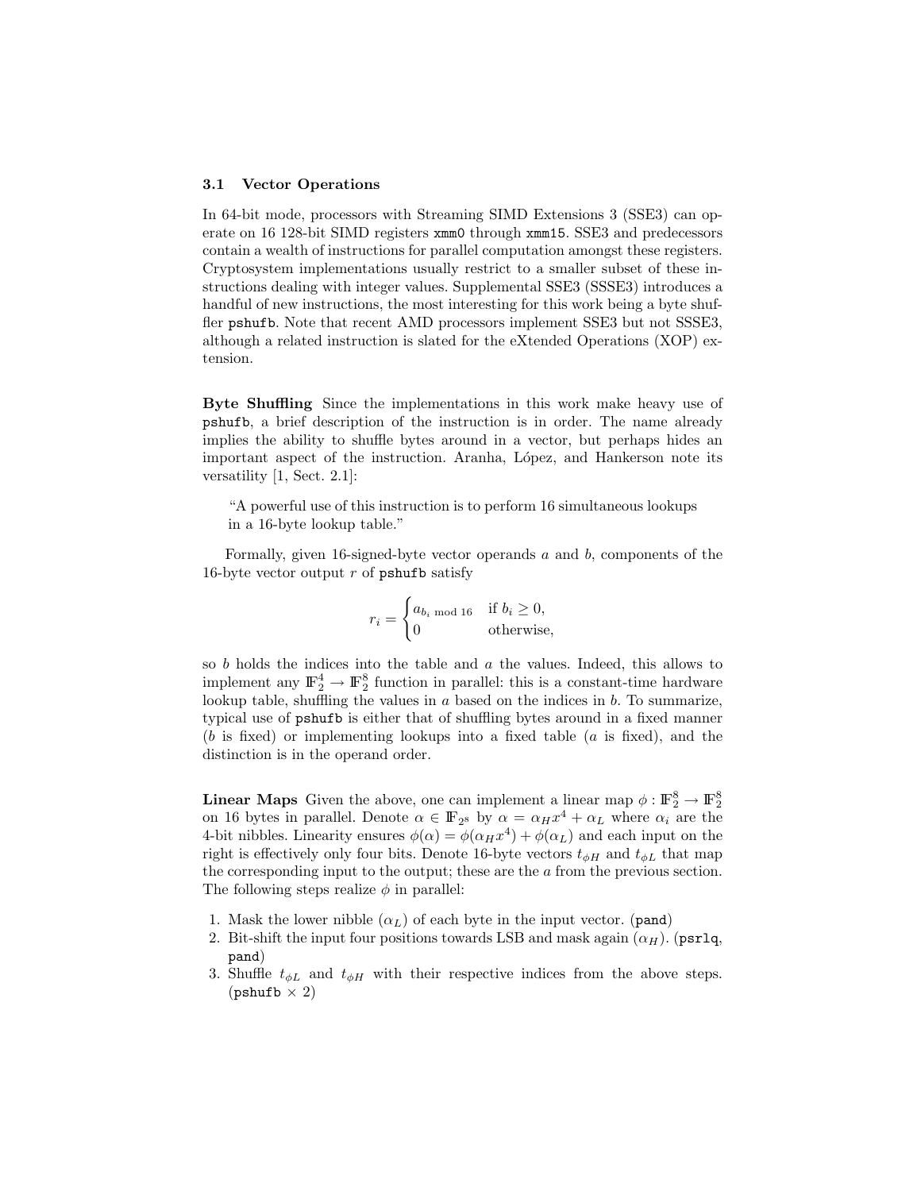### 3.1 Vector Operations

In 64-bit mode, processors with Streaming SIMD Extensions 3 (SSE3) can operate on 16 128-bit SIMD registers `xmm0` through `xmm15`. SSE3 and predecessors contain a wealth of instructions for parallel computation amongst these registers. Cryptosystem implementations usually restrict to a smaller subset of these instructions dealing with integer values. Supplemental SSE3 (SSSE3) introduces a handful of new instructions, the most interesting for this work being a byte shuffler `pshufb`. Note that recent AMD processors implement SSE3 but not SSSE3, although a related instruction is slated for the eXtended Operations (XOP) extension.

**Byte Shuffling** Since the implementations in this work make heavy use of `pshufb`, a brief description of the instruction is in order. The name already implies the ability to shuffle bytes around in a vector, but perhaps hides an important aspect of the instruction. Aranha, López, and Hankerson note its versatility [1, Sect. 2.1]:

> "A powerful use of this instruction is to perform 16 simultaneous lookups in a 16-byte lookup table."

Formally, given 16-signed-byte vector operands $a$ and $b$, components of the 16-byte vector output $r$ of `pshufb` satisfy

$$r_i = \begin{cases} a_{b_i \bmod 16} & \text{if } b_i \geq 0, \\ 0 & \text{otherwise,} \end{cases}$$

so $b$ holds the indices into the table and $a$ the values. Indeed, this allows to implement any $\mathbb{F}_2^4 \to \mathbb{F}_2^8$ function in parallel: this is a constant-time hardware lookup table, shuffling the values in $a$ based on the indices in $b$. To summarize, typical use of `pshufb` is either that of shuffling bytes around in a fixed manner ($b$ is fixed) or implementing lookups into a fixed table ($a$ is fixed), and the distinction is in the operand order.

**Linear Maps** Given the above, one can implement a linear map $\phi : \mathbb{F}_2^8 \to \mathbb{F}_2^8$ on 16 bytes in parallel. Denote $\alpha \in \mathbb{F}_{2^8}$ by $\alpha = \alpha_H x^4 + \alpha_L$ where $\alpha_i$ are the 4-bit nibbles. Linearity ensures $\phi(\alpha) = \phi(\alpha_H x^4) + \phi(\alpha_L)$ and each input on the right is effectively only four bits. Denote 16-byte vectors $t_{\phi H}$ and $t_{\phi L}$ that map the corresponding input to the output; these are the $a$ from the previous section. The following steps realize $\phi$ in parallel:

1. Mask the lower nibble ($\alpha_L$) of each byte in the input vector. (`pand`)
2. Bit-shift the input four positions towards LSB and mask again ($\alpha_H$). (`psrlq`, `pand`)
3. Shuffle $t_{\phi L}$ and $t_{\phi H}$ with their respective indices from the above steps. (`pshufb` $\times$ 2)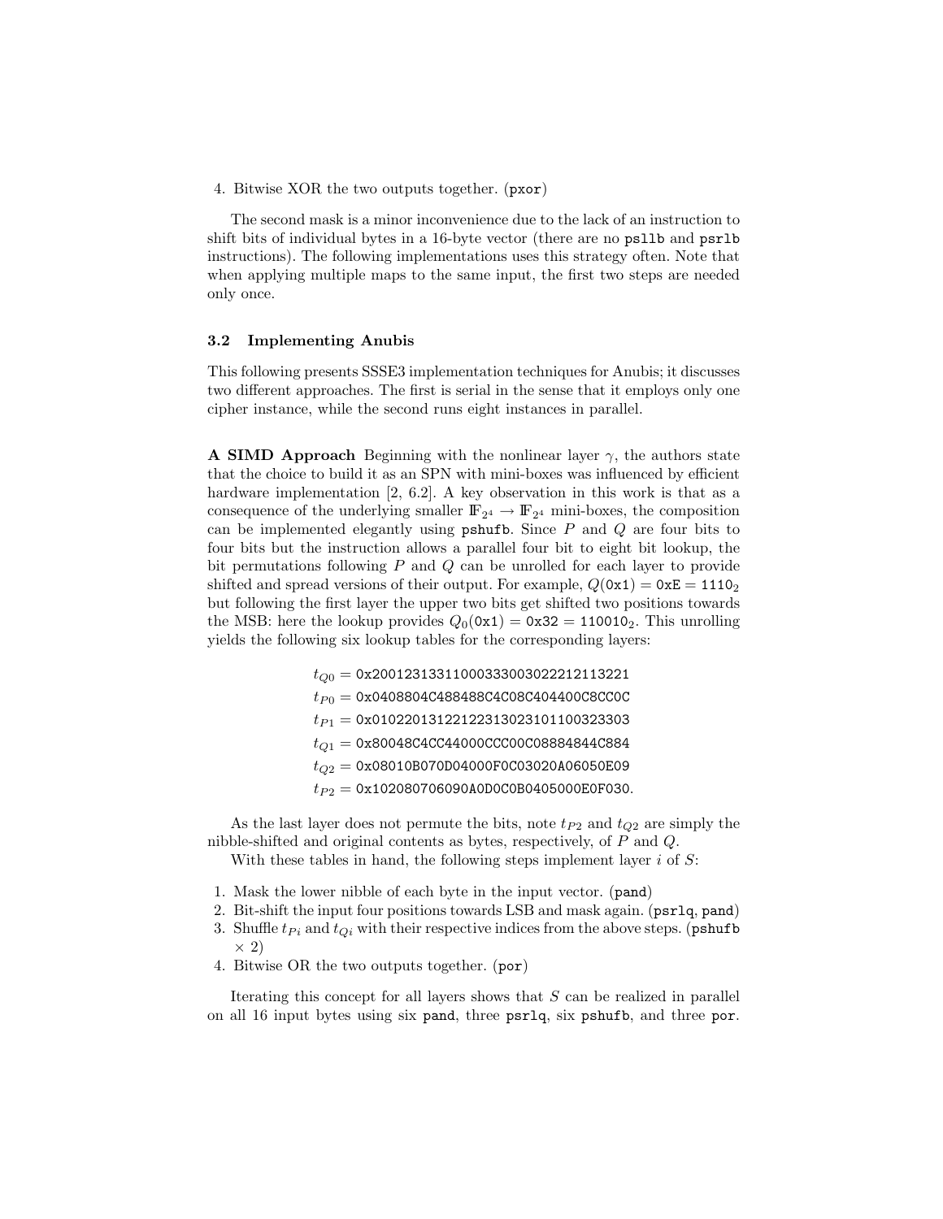4. Bitwise XOR the two outputs together. (pxor)

The second mask is a minor inconvenience due to the lack of an instruction to shift bits of individual bytes in a 16-byte vector (there are no psllb and psrlb instructions). The following implementations uses this strategy often. Note that when applying multiple maps to the same input, the first two steps are needed only once.

### 3.2 Implementing Anubis

This following presents SSSE3 implementation techniques for Anubis; it discusses two different approaches. The first is serial in the sense that it employs only one cipher instance, while the second runs eight instances in parallel.

**A SIMD Approach** Beginning with the nonlinear layer $\gamma$, the authors state that the choice to build it as an SPN with mini-boxes was influenced by efficient hardware implementation [2, 6.2]. A key observation in this work is that as a consequence of the underlying smaller $\mathbb{F}_{2^4} \rightarrow \mathbb{F}_{2^4}$ mini-boxes, the composition can be implemented elegantly using pshufb. Since $P$ and $Q$ are four bits to four bits but the instruction allows a parallel four bit to eight bit lookup, the bit permutations following $P$ and $Q$ can be unrolled for each layer to provide shifted and spread versions of their output. For example, $Q(\texttt{0x1}) = \texttt{0xE} = \texttt{1110}_2$ but following the first layer the upper two bits get shifted two positions towards the MSB: here the lookup provides $Q_0(\texttt{0x1}) = \texttt{0x32} = \texttt{110010}_2$. This unrolling yields the following six lookup tables for the corresponding layers:

$$t_{Q0} = \texttt{0x20012313311000333003022212113221}$$
$$t_{P0} = \texttt{0x0408804C488488C4C08C404400C8CC0C}$$
$$t_{P1} = \texttt{0x01022013122122313023101100323303}$$
$$t_{Q1} = \texttt{0x80048C4CC44000CCC00C08884844C884}$$
$$t_{Q2} = \texttt{0x08010B070D04000F0C03020A06050E09}$$
$$t_{P2} = \texttt{0x102080706090A0D0C0B0405000E0F030}.$$

As the last layer does not permute the bits, note $t_{P2}$ and $t_{Q2}$ are simply the nibble-shifted and original contents as bytes, respectively, of $P$ and $Q$.

With these tables in hand, the following steps implement layer $i$ of $S$:

1. Mask the lower nibble of each byte in the input vector. (pand)
2. Bit-shift the input four positions towards LSB and mask again. (psrlq, pand)
3. Shuffle $t_{Pi}$ and $t_{Qi}$ with their respective indices from the above steps. (pshufb × 2)
4. Bitwise OR the two outputs together. (por)

Iterating this concept for all layers shows that $S$ can be realized in parallel on all 16 input bytes using six pand, three psrlq, six pshufb, and three por.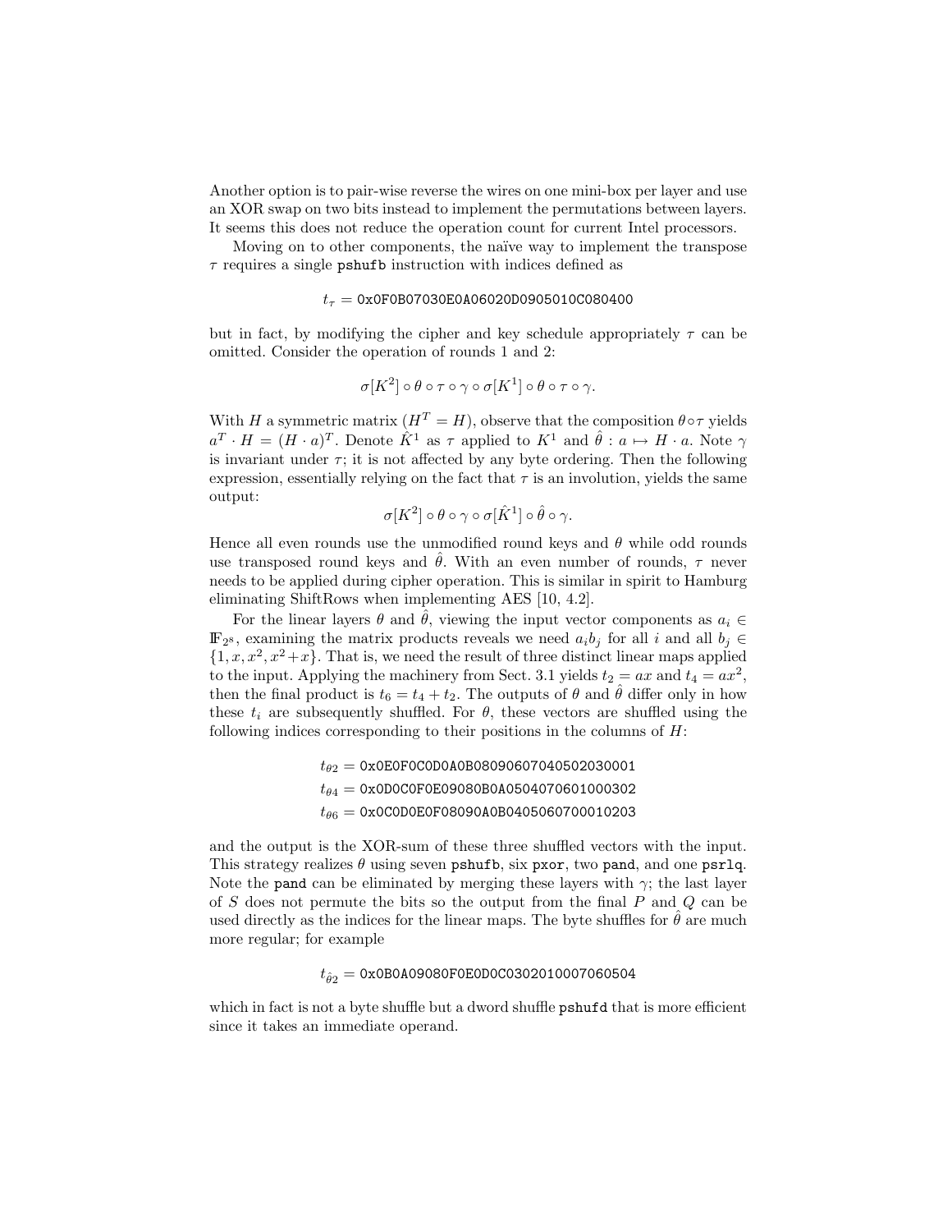Another option is to pair-wise reverse the wires on one mini-box per layer and use an XOR swap on two bits instead to implement the permutations between layers. It seems this does not reduce the operation count for current Intel processors.

Moving on to other components, the naïve way to implement the transpose $\tau$ requires a single `pshufb` instruction with indices defined as

$$t_\tau = \texttt{0x0F0B07030E0A06020D0905010C080400}$$

but in fact, by modifying the cipher and key schedule appropriately $\tau$ can be omitted. Consider the operation of rounds 1 and 2:

$$\sigma[K^2] \circ \theta \circ \tau \circ \gamma \circ \sigma[K^1] \circ \theta \circ \tau \circ \gamma.$$

With $H$ a symmetric matrix ($H^T = H$), observe that the composition $\theta \circ \tau$ yields $a^T \cdot H = (H \cdot a)^T$. Denote $\hat{K}^1$ as $\tau$ applied to $K^1$ and $\hat{\theta} : a \mapsto H \cdot a$. Note $\gamma$ is invariant under $\tau$; it is not affected by any byte ordering. Then the following expression, essentially relying on the fact that $\tau$ is an involution, yields the same output:

$$\sigma[K^2] \circ \theta \circ \gamma \circ \sigma[\hat{K}^1] \circ \hat{\theta} \circ \gamma.$$

Hence all even rounds use the unmodified round keys and $\theta$ while odd rounds use transposed round keys and $\hat{\theta}$. With an even number of rounds, $\tau$ never needs to be applied during cipher operation. This is similar in spirit to Hamburg eliminating ShiftRows when implementing AES [10, 4.2].

For the linear layers $\theta$ and $\hat{\theta}$, viewing the input vector components as $a_i \in \mathbb{F}_{2^s}$, examining the matrix products reveals we need $a_i b_j$ for all $i$ and all $b_j \in \{1, x, x^2, x^2+x\}$. That is, we need the result of three distinct linear maps applied to the input. Applying the machinery from Sect. 3.1 yields $t_2 = ax$ and $t_4 = ax^2$, then the final product is $t_6 = t_4 + t_2$. The outputs of $\theta$ and $\hat{\theta}$ differ only in how these $t_i$ are subsequently shuffled. For $\theta$, these vectors are shuffled using the following indices corresponding to their positions in the columns of $H$:

$$t_{\theta 2} = \texttt{0x0E0F0C0D0A0B08090607040502030001}$$
$$t_{\theta 4} = \texttt{0x0D0C0F0E09080B0A0504070601000302}$$
$$t_{\theta 6} = \texttt{0x0C0D0E0F08090A0B0405060700010203}$$

and the output is the XOR-sum of these three shuffled vectors with the input. This strategy realizes $\theta$ using seven `pshufb`, six `pxor`, two `pand`, and one `psrlq`. Note the `pand` can be eliminated by merging these layers with $\gamma$; the last layer of $S$ does not permute the bits so the output from the final $P$ and $Q$ can be used directly as the indices for the linear maps. The byte shuffles for $\hat{\theta}$ are much more regular; for example

$$t_{\hat{\theta} 2} = \texttt{0x0B0A09080F0E0D0C0302010007060504}$$

which in fact is not a byte shuffle but a dword shuffle `pshufd` that is more efficient since it takes an immediate operand.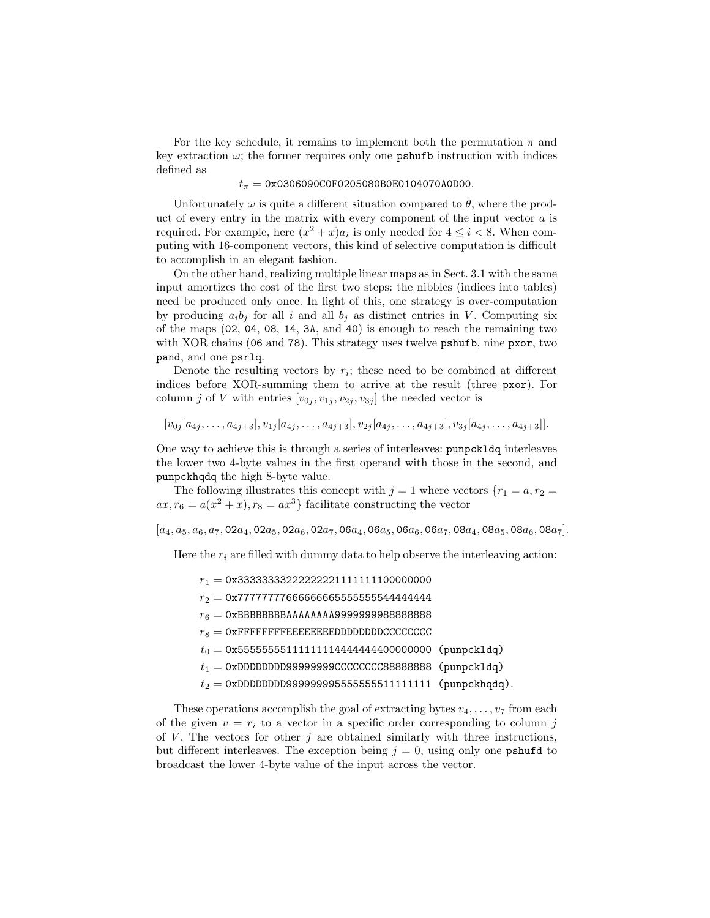For the key schedule, it remains to implement both the permutation $\pi$ and key extraction $\omega$; the former requires only one `pshufb` instruction with indices defined as

$$t_\pi = \texttt{0x0306090C0F0205080B0E0104070A0D00}.$$

Unfortunately $\omega$ is quite a different situation compared to $\theta$, where the product of every entry in the matrix with every component of the input vector $a$ is required. For example, here $(x^2 + x)a_i$ is only needed for $4 \leq i < 8$. When computing with 16-component vectors, this kind of selective computation is difficult to accomplish in an elegant fashion.

On the other hand, realizing multiple linear maps as in Sect. 3.1 with the same input amortizes the cost of the first two steps: the nibbles (indices into tables) need be produced only once. In light of this, one strategy is over-computation by producing $a_i b_j$ for all $i$ and all $b_j$ as distinct entries in $V$. Computing six of the maps (`02`, `04`, `08`, `14`, `3A`, and `40`) is enough to reach the remaining two with XOR chains (`06` and `78`). This strategy uses twelve `pshufb`, nine `pxor`, two `pand`, and one `psrlq`.

Denote the resulting vectors by $r_i$; these need to be combined at different indices before XOR-summing them to arrive at the result (three `pxor`). For column $j$ of $V$ with entries $[v_{0j}, v_{1j}, v_{2j}, v_{3j}]$ the needed vector is

$$[v_{0j}[a_{4j}, \ldots, a_{4j+3}], v_{1j}[a_{4j}, \ldots, a_{4j+3}], v_{2j}[a_{4j}, \ldots, a_{4j+3}], v_{3j}[a_{4j}, \ldots, a_{4j+3}]].$$

One way to achieve this is through a series of interleaves: `punpckldq` interleaves the lower two 4-byte values in the first operand with those in the second, and `punpckhqdq` the high 8-byte value.

The following illustrates this concept with $j = 1$ where vectors $\{r_1 = a, r_2 = ax, r_6 = a(x^2 + x), r_8 = ax^3\}$ facilitate constructing the vector

$$[a_4, a_5, a_6, a_7, \texttt{02}a_4, \texttt{02}a_5, \texttt{02}a_6, \texttt{02}a_7, \texttt{06}a_4, \texttt{06}a_5, \texttt{06}a_6, \texttt{06}a_7, \texttt{08}a_4, \texttt{08}a_5, \texttt{08}a_6, \texttt{08}a_7].$$

Here the $r_i$ are filled with dummy data to help observe the interleaving action:

$r_1 =$ `0x33333333222222221111111100000000`
$r_2 =$ `0x77777777666666665555555544444444`
$r_6 =$ `0xBBBBBBBBAAAAAAAA9999999988888888`
$r_8 =$ `0xFFFFFFFFEEEEEEEEDDDDDDDDCCCCCCCC`
$t_0 =$ `0x55555555111111114444444400000000 (punpckldq)`
$t_1 =$ `0xDDDDDDDD99999999CCCCCCCC88888888 (punpckldq)`
$t_2 =$ `0xDDDDDDDD999999995555555511111111 (punpckhqdq)`.

These operations accomplish the goal of extracting bytes $v_4, \ldots, v_7$ from each of the given $v = r_i$ to a vector in a specific order corresponding to column $j$ of $V$. The vectors for other $j$ are obtained similarly with three instructions, but different interleaves. The exception being $j = 0$, using only one `pshufd` to broadcast the lower 4-byte value of the input across the vector.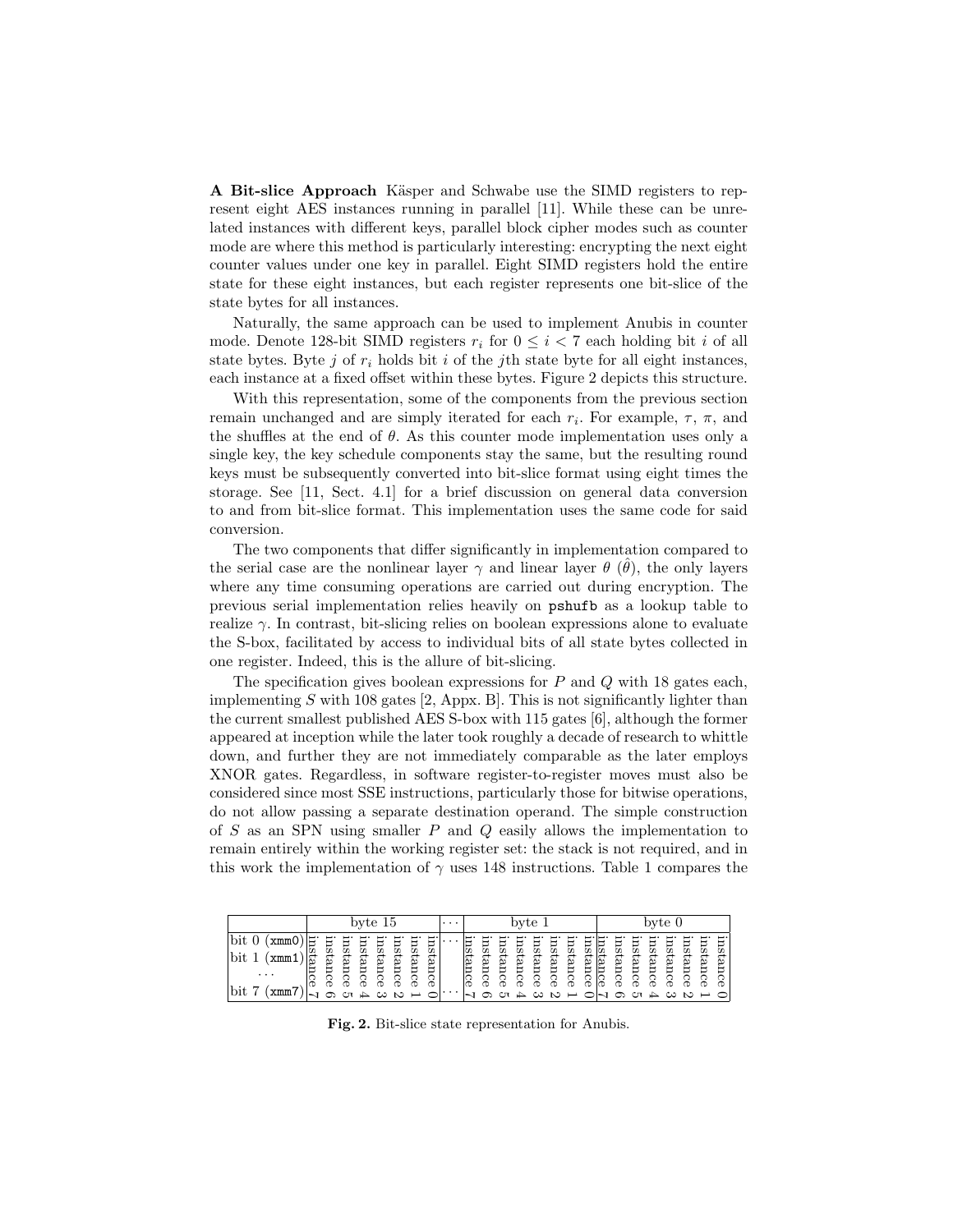**A Bit-slice Approach** Käsper and Schwabe use the SIMD registers to represent eight AES instances running in parallel [11]. While these can be unrelated instances with different keys, parallel block cipher modes such as counter mode are where this method is particularly interesting: encrypting the next eight counter values under one key in parallel. Eight SIMD registers hold the entire state for these eight instances, but each register represents one bit-slice of the state bytes for all instances.

Naturally, the same approach can be used to implement Anubis in counter mode. Denote 128-bit SIMD registers $r_i$ for $0 \le i < 7$ each holding bit $i$ of all state bytes. Byte $j$ of $r_i$ holds bit $i$ of the $j$th state byte for all eight instances, each instance at a fixed offset within these bytes. Figure 2 depicts this structure.

With this representation, some of the components from the previous section remain unchanged and are simply iterated for each $r_i$. For example, $\tau$, $\pi$, and the shuffles at the end of $\theta$. As this counter mode implementation uses only a single key, the key schedule components stay the same, but the resulting round keys must be subsequently converted into bit-slice format using eight times the storage. See [11, Sect. 4.1] for a brief discussion on general data conversion to and from bit-slice format. This implementation uses the same code for said conversion.

The two components that differ significantly in implementation compared to the serial case are the nonlinear layer $\gamma$ and linear layer $\theta$ ($\hat{\theta}$), the only layers where any time consuming operations are carried out during encryption. The previous serial implementation relies heavily on `pshufb` as a lookup table to realize $\gamma$. In contrast, bit-slicing relies on boolean expressions alone to evaluate the S-box, facilitated by access to individual bits of all state bytes collected in one register. Indeed, this is the allure of bit-slicing.

The specification gives boolean expressions for $P$ and $Q$ with 18 gates each, implementing $S$ with 108 gates [2, Appx. B]. This is not significantly lighter than the current smallest published AES S-box with 115 gates [6], although the former appeared at inception while the later took roughly a decade of research to whittle down, and further they are not immediately comparable as the later employs XNOR gates. Regardless, in software register-to-register moves must also be considered since most SSE instructions, particularly those for bitwise operations, do not allow passing a separate destination operand. The simple construction of $S$ as an SPN using smaller $P$ and $Q$ easily allows the implementation to remain entirely within the working register set: the stack is not required, and in this work the implementation of $\gamma$ uses 148 instructions. Table 1 compares the

| | byte 15 | | | | | | | | ... | byte 1 | | | | | | | | byte 0 | | | | | | | |
|---|---|---|---|---|---|---|---|---|---|---|---|---|---|---|---|---|---|---|---|---|---|---|---|---|---|
| bit 0 (`xmm0`) | instance 7 | instance 6 | instance 5 | instance 4 | instance 3 | instance 2 | instance 1 | instance 0 | ... | instance 7 | instance 6 | instance 5 | instance 4 | instance 3 | instance 2 | instance 1 | instance 0 | instance 7 | instance 6 | instance 5 | instance 4 | instance 3 | instance 2 | instance 1 | instance 0 |
| bit 1 (`xmm1`) | | | | | | | | | | | | | | | | | | | | | | | | | |
| ... | | | | | | | | | | | | | | | | | | | | | | | | | |
| bit 7 (`xmm7`) | | | | | | | | | ... | | | | | | | | | | | | | | | | |

**Fig. 2.** Bit-slice state representation for Anubis.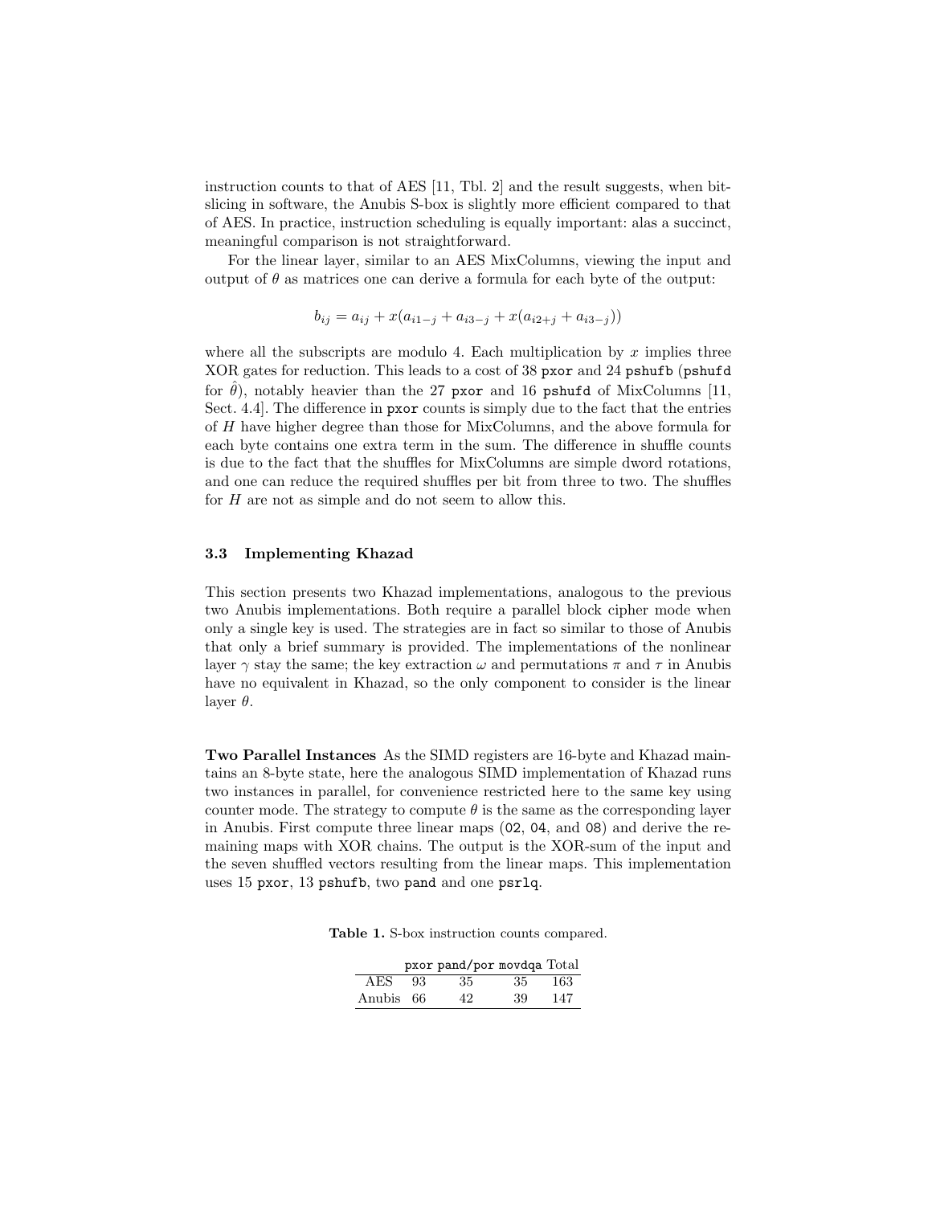instruction counts to that of AES [11, Tbl. 2] and the result suggests, when bitslicing in software, the Anubis S-box is slightly more efficient compared to that of AES. In practice, instruction scheduling is equally important: alas a succinct, meaningful comparison is not straightforward.

For the linear layer, similar to an AES MixColumns, viewing the input and output of $\theta$ as matrices one can derive a formula for each byte of the output:

$$b_{ij} = a_{ij} + x(a_{i1-j} + a_{i3-j} + x(a_{i2+j} + a_{i3-j}))$$

where all the subscripts are modulo 4. Each multiplication by $x$ implies three XOR gates for reduction. This leads to a cost of 38 `pxor` and 24 `pshufb` (`pshufd` for $\hat{\theta}$), notably heavier than the 27 `pxor` and 16 `pshufd` of MixColumns [11, Sect. 4.4]. The difference in `pxor` counts is simply due to the fact that the entries of $H$ have higher degree than those for MixColumns, and the above formula for each byte contains one extra term in the sum. The difference in shuffle counts is due to the fact that the shuffles for MixColumns are simple dword rotations, and one can reduce the required shuffles per bit from three to two. The shuffles for $H$ are not as simple and do not seem to allow this.

### 3.3 Implementing Khazad

This section presents two Khazad implementations, analogous to the previous two Anubis implementations. Both require a parallel block cipher mode when only a single key is used. The strategies are in fact so similar to those of Anubis that only a brief summary is provided. The implementations of the nonlinear layer $\gamma$ stay the same; the key extraction $\omega$ and permutations $\pi$ and $\tau$ in Anubis have no equivalent in Khazad, so the only component to consider is the linear layer $\theta$.

**Two Parallel Instances** As the SIMD registers are 16-byte and Khazad maintains an 8-byte state, here the analogous SIMD implementation of Khazad runs two instances in parallel, for convenience restricted here to the same key using counter mode. The strategy to compute $\theta$ is the same as the corresponding layer in Anubis. First compute three linear maps (`02`, `04`, and `08`) and derive the remaining maps with XOR chains. The output is the XOR-sum of the input and the seven shuffled vectors resulting from the linear maps. This implementation uses 15 `pxor`, 13 `pshufb`, two `pand` and one `psrlq`.

**Table 1.** S-box instruction counts compared.

| | `pxor` | `pand`/`por` | `movdqa` | Total |
|---|---|---|---|---|
| AES | 93 | 35 | 35 | 163 |
| Anubis | 66 | 42 | 39 | 147 |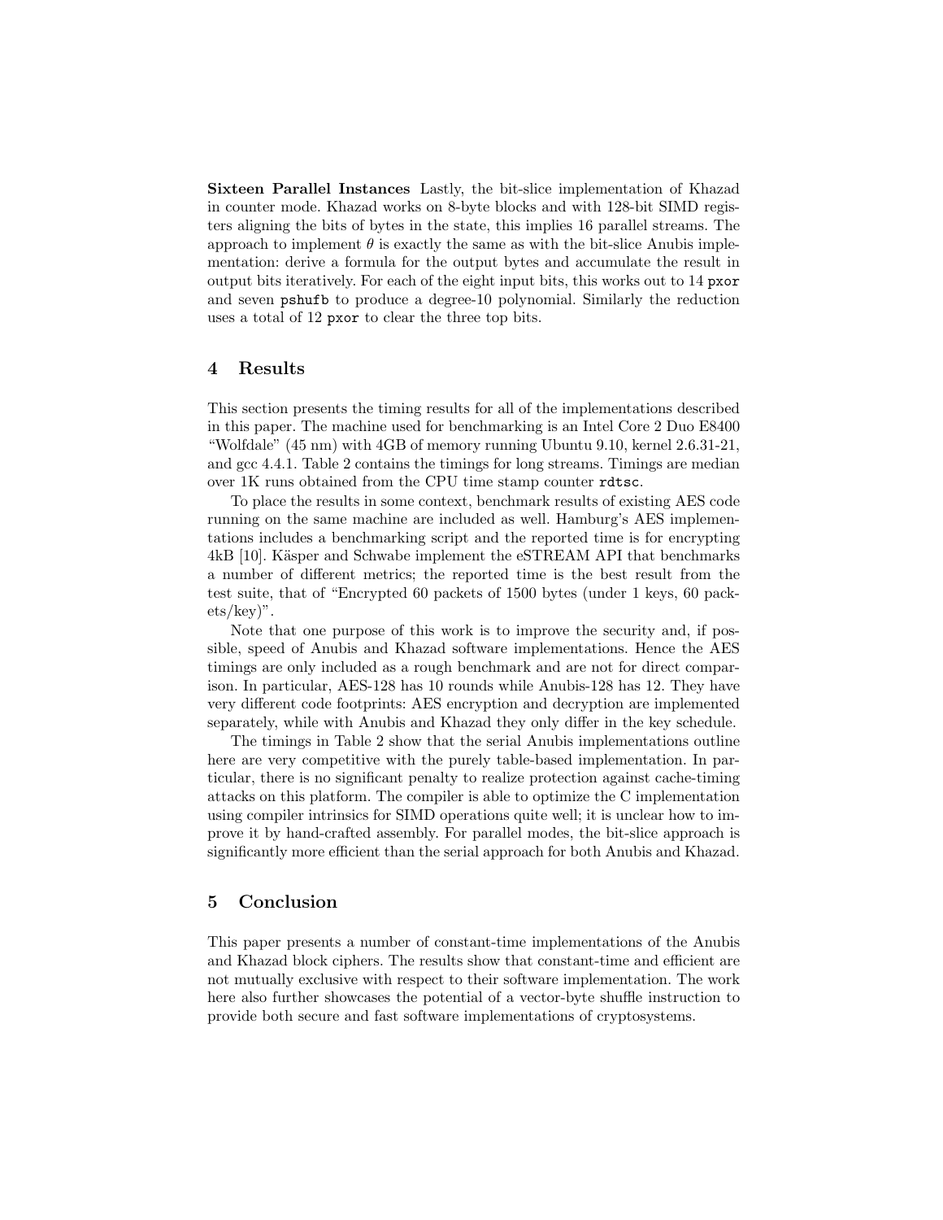**Sixteen Parallel Instances** Lastly, the bit-slice implementation of Khazad in counter mode. Khazad works on 8-byte blocks and with 128-bit SIMD registers aligning the bits of bytes in the state, this implies 16 parallel streams. The approach to implement $\theta$ is exactly the same as with the bit-slice Anubis implementation: derive a formula for the output bytes and accumulate the result in output bits iteratively. For each of the eight input bits, this works out to 14 `pxor` and seven `pshufb` to produce a degree-10 polynomial. Similarly the reduction uses a total of 12 `pxor` to clear the three top bits.

## 4 Results

This section presents the timing results for all of the implementations described in this paper. The machine used for benchmarking is an Intel Core 2 Duo E8400 "Wolfdale" (45 nm) with 4GB of memory running Ubuntu 9.10, kernel 2.6.31-21, and gcc 4.4.1. Table 2 contains the timings for long streams. Timings are median over 1K runs obtained from the CPU time stamp counter `rdtsc`.

To place the results in some context, benchmark results of existing AES code running on the same machine are included as well. Hamburg's AES implementations includes a benchmarking script and the reported time is for encrypting 4kB [10]. Käsper and Schwabe implement the eSTREAM API that benchmarks a number of different metrics; the reported time is the best result from the test suite, that of "Encrypted 60 packets of 1500 bytes (under 1 keys, 60 packets/key)".

Note that one purpose of this work is to improve the security and, if possible, speed of Anubis and Khazad software implementations. Hence the AES timings are only included as a rough benchmark and are not for direct comparison. In particular, AES-128 has 10 rounds while Anubis-128 has 12. They have very different code footprints: AES encryption and decryption are implemented separately, while with Anubis and Khazad they only differ in the key schedule.

The timings in Table 2 show that the serial Anubis implementations outline here are very competitive with the purely table-based implementation. In particular, there is no significant penalty to realize protection against cache-timing attacks on this platform. The compiler is able to optimize the C implementation using compiler intrinsics for SIMD operations quite well; it is unclear how to improve it by hand-crafted assembly. For parallel modes, the bit-slice approach is significantly more efficient than the serial approach for both Anubis and Khazad.

## 5 Conclusion

This paper presents a number of constant-time implementations of the Anubis and Khazad block ciphers. The results show that constant-time and efficient are not mutually exclusive with respect to their software implementation. The work here also further showcases the potential of a vector-byte shuffle instruction to provide both secure and fast software implementations of cryptosystems.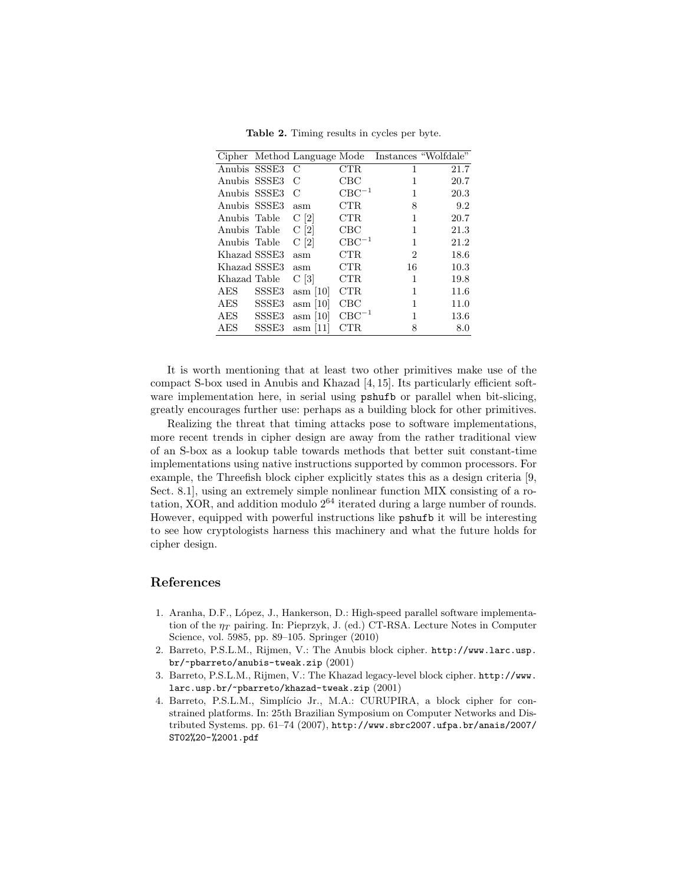**Table 2.** Timing results in cycles per byte.

| Cipher | Method | Language | Mode | Instances | “Wolfdale” |
|---|---|---|---|---|---|
| Anubis | SSSE3 | C | CTR | 1 | 21.7 |
| Anubis | SSSE3 | C | CBC | 1 | 20.7 |
| Anubis | SSSE3 | C | $\text{CBC}^{-1}$ | 1 | 20.3 |
| Anubis | SSSE3 | asm | CTR | 8 | 9.2 |
| Anubis | Table | C [2] | CTR | 1 | 20.7 |
| Anubis | Table | C [2] | CBC | 1 | 21.3 |
| Anubis | Table | C [2] | $\text{CBC}^{-1}$ | 1 | 21.2 |
| Khazad | SSSE3 | asm | CTR | 2 | 18.6 |
| Khazad | SSSE3 | asm | CTR | 16 | 10.3 |
| Khazad | Table | C [3] | CTR | 1 | 19.8 |
| AES | SSSE3 | asm [10] | CTR | 1 | 11.6 |
| AES | SSSE3 | asm [10] | CBC | 1 | 11.0 |
| AES | SSSE3 | asm [10] | $\text{CBC}^{-1}$ | 1 | 13.6 |
| AES | SSSE3 | asm [11] | CTR | 8 | 8.0 |

It is worth mentioning that at least two other primitives make use of the compact S-box used in Anubis and Khazad [4, 15]. Its particularly efficient software implementation here, in serial using `pshufb` or parallel when bit-slicing, greatly encourages further use: perhaps as a building block for other primitives.

Realizing the threat that timing attacks pose to software implementations, more recent trends in cipher design are away from the rather traditional view of an S-box as a lookup table towards methods that better suit constant-time implementations using native instructions supported by common processors. For example, the Threefish block cipher explicitly states this as a design criteria [9, Sect. 8.1], using an extremely simple nonlinear function MIX consisting of a rotation, XOR, and addition modulo $2^{64}$ iterated during a large number of rounds. However, equipped with powerful instructions like `pshufb` it will be interesting to see how cryptologists harness this machinery and what the future holds for cipher design.

## References

1. Aranha, D.F., López, J., Hankerson, D.: High-speed parallel software implementation of the $\eta_T$ pairing. In: Pieprzyk, J. (ed.) CT-RSA. Lecture Notes in Computer Science, vol. 5985, pp. 89–105. Springer (2010)
2. Barreto, P.S.L.M., Rijmen, V.: The Anubis block cipher. `http://www.larc.usp.br/~pbarreto/anubis-tweak.zip` (2001)
3. Barreto, P.S.L.M., Rijmen, V.: The Khazad legacy-level block cipher. `http://www.larc.usp.br/~pbarreto/khazad-tweak.zip` (2001)
4. Barreto, P.S.L.M., Simplício Jr., M.A.: CURUPIRA, a block cipher for constrained platforms. In: 25th Brazilian Symposium on Computer Networks and Distributed Systems. pp. 61–74 (2007), `http://www.sbrc2007.ufpa.br/anais/2007/ST02%20-%2001.pdf`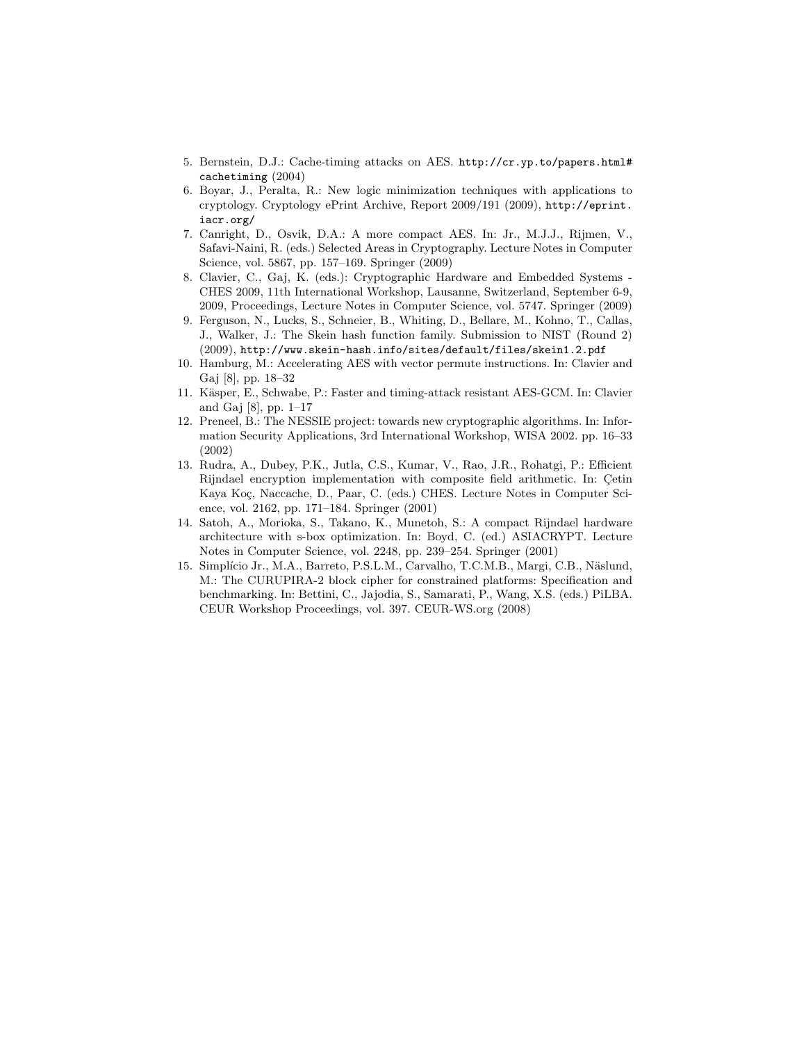5. Bernstein, D.J.: Cache-timing attacks on AES. http://cr.yp.to/papers.html#cachetiming (2004)
6. Boyar, J., Peralta, R.: New logic minimization techniques with applications to cryptology. Cryptology ePrint Archive, Report 2009/191 (2009), http://eprint.iacr.org/
7. Canright, D., Osvik, D.A.: A more compact AES. In: Jr., M.J.J., Rijmen, V., Safavi-Naini, R. (eds.) Selected Areas in Cryptography. Lecture Notes in Computer Science, vol. 5867, pp. 157–169. Springer (2009)
8. Clavier, C., Gaj, K. (eds.): Cryptographic Hardware and Embedded Systems - CHES 2009, 11th International Workshop, Lausanne, Switzerland, September 6-9, 2009, Proceedings, Lecture Notes in Computer Science, vol. 5747. Springer (2009)
9. Ferguson, N., Lucks, S., Schneier, B., Whiting, D., Bellare, M., Kohno, T., Callas, J., Walker, J.: The Skein hash function family. Submission to NIST (Round 2) (2009), http://www.skein-hash.info/sites/default/files/skein1.2.pdf
10. Hamburg, M.: Accelerating AES with vector permute instructions. In: Clavier and Gaj [8], pp. 18–32
11. Käsper, E., Schwabe, P.: Faster and timing-attack resistant AES-GCM. In: Clavier and Gaj [8], pp. 1–17
12. Preneel, B.: The NESSIE project: towards new cryptographic algorithms. In: Information Security Applications, 3rd International Workshop, WISA 2002. pp. 16–33 (2002)
13. Rudra, A., Dubey, P.K., Jutla, C.S., Kumar, V., Rao, J.R., Rohatgi, P.: Efficient Rijndael encryption implementation with composite field arithmetic. In: Çetin Kaya Koç, Naccache, D., Paar, C. (eds.) CHES. Lecture Notes in Computer Science, vol. 2162, pp. 171–184. Springer (2001)
14. Satoh, A., Morioka, S., Takano, K., Munetoh, S.: A compact Rijndael hardware architecture with s-box optimization. In: Boyd, C. (ed.) ASIACRYPT. Lecture Notes in Computer Science, vol. 2248, pp. 239–254. Springer (2001)
15. Simplício Jr., M.A., Barreto, P.S.L.M., Carvalho, T.C.M.B., Margi, C.B., Näslund, M.: The CURUPIRA-2 block cipher for constrained platforms: Specification and benchmarking. In: Bettini, C., Jajodia, S., Samarati, P., Wang, X.S. (eds.) PiLBA. CEUR Workshop Proceedings, vol. 397. CEUR-WS.org (2008)